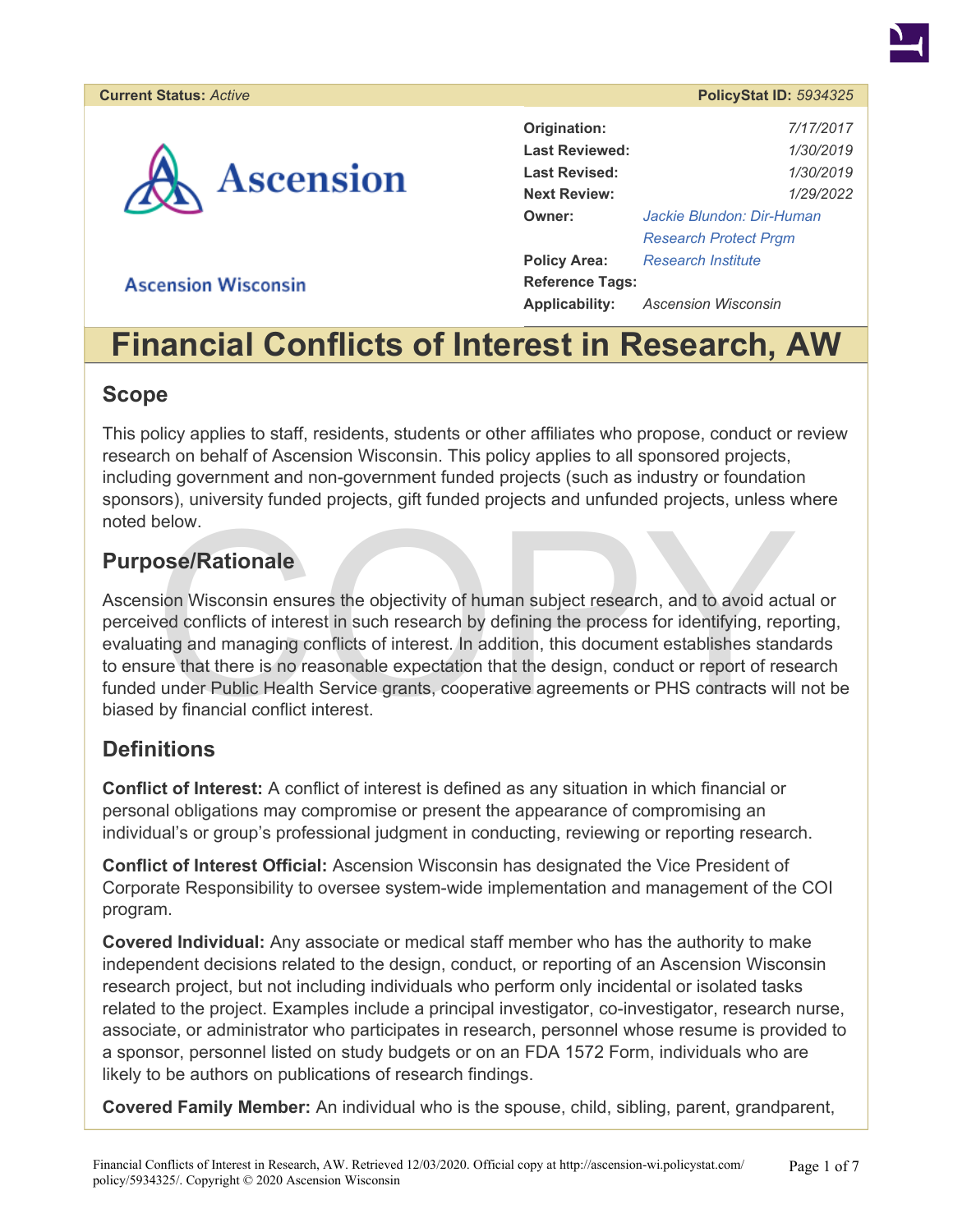**Current Status:** *Active* **PolicyStat ID:** *5934325*

Ascension

Ascension Wisconsin

| | |
|---|---|
| **Origination:** | 7/17/2017 |
| **Last Reviewed:** | 1/30/2019 |
| **Last Revised:** | 1/30/2019 |
| **Next Review:** | 1/29/2022 |
| **Owner:** | Jackie Blundon: Dir-Human Research Protect Prgm |
| **Policy Area:** | Research Institute |
| **Reference Tags:** | |
| **Applicability:** | Ascension Wisconsin |

# Financial Conflicts of Interest in Research, AW

## Scope

This policy applies to staff, residents, students or other affiliates who propose, conduct or review research on behalf of Ascension Wisconsin. This policy applies to all sponsored projects, including government and non-government funded projects (such as industry or foundation sponsors), university funded projects, gift funded projects and unfunded projects, unless where noted below.

## Purpose/Rationale

Ascension Wisconsin ensures the objectivity of human subject research, and to avoid actual or perceived conflicts of interest in such research by defining the process for identifying, reporting, evaluating and managing conflicts of interest. In addition, this document establishes standards to ensure that there is no reasonable expectation that the design, conduct or report of research funded under Public Health Service grants, cooperative agreements or PHS contracts will not be biased by financial conflict interest.

## Definitions

**Conflict of Interest:** A conflict of interest is defined as any situation in which financial or personal obligations may compromise or present the appearance of compromising an individual's or group's professional judgment in conducting, reviewing or reporting research.

**Conflict of Interest Official:** Ascension Wisconsin has designated the Vice President of Corporate Responsibility to oversee system-wide implementation and management of the COI program.

**Covered Individual:** Any associate or medical staff member who has the authority to make independent decisions related to the design, conduct, or reporting of an Ascension Wisconsin research project, but not including individuals who perform only incidental or isolated tasks related to the project. Examples include a principal investigator, co-investigator, research nurse, associate, or administrator who participates in research, personnel whose resume is provided to a sponsor, personnel listed on study budgets or on an FDA 1572 Form, individuals who are likely to be authors on publications of research findings.

**Covered Family Member:** An individual who is the spouse, child, sibling, parent, grandparent,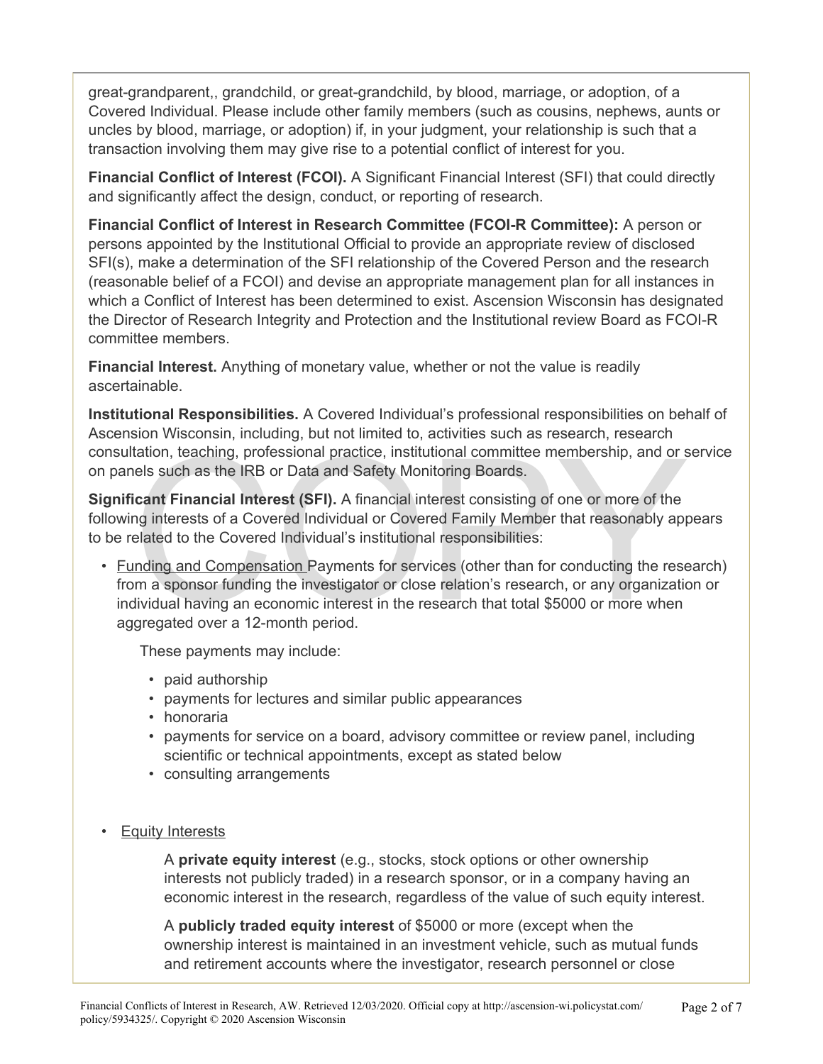great-grandparent,, grandchild, or great-grandchild, by blood, marriage, or adoption, of a Covered Individual. Please include other family members (such as cousins, nephews, aunts or uncles by blood, marriage, or adoption) if, in your judgment, your relationship is such that a transaction involving them may give rise to a potential conflict of interest for you.

**Financial Conflict of Interest (FCOI).** A Significant Financial Interest (SFI) that could directly and significantly affect the design, conduct, or reporting of research.

**Financial Conflict of Interest in Research Committee (FCOI-R Committee):** A person or persons appointed by the Institutional Official to provide an appropriate review of disclosed SFI(s), make a determination of the SFI relationship of the Covered Person and the research (reasonable belief of a FCOI) and devise an appropriate management plan for all instances in which a Conflict of Interest has been determined to exist. Ascension Wisconsin has designated the Director of Research Integrity and Protection and the Institutional review Board as FCOI-R committee members.

**Financial Interest.** Anything of monetary value, whether or not the value is readily ascertainable.

**Institutional Responsibilities.** A Covered Individual's professional responsibilities on behalf of Ascension Wisconsin, including, but not limited to, activities such as research, research consultation, teaching, professional practice, institutional committee membership, and or service on panels such as the IRB or Data and Safety Monitoring Boards.

**Significant Financial Interest (SFI).** A financial interest consisting of one or more of the following interests of a Covered Individual or Covered Family Member that reasonably appears to be related to the Covered Individual's institutional responsibilities:

- Funding and Compensation Payments for services (other than for conducting the research) from a sponsor funding the investigator or close relation's research, or any organization or individual having an economic interest in the research that total $5000 or more when aggregated over a 12-month period.

  These payments may include:

  - paid authorship
  - payments for lectures and similar public appearances
  - honoraria
  - payments for service on a board, advisory committee or review panel, including scientific or technical appointments, except as stated below
  - consulting arrangements

- Equity Interests

  A **private equity interest** (e.g., stocks, stock options or other ownership interests not publicly traded) in a research sponsor, or in a company having an economic interest in the research, regardless of the value of such equity interest.

  A **publicly traded equity interest** of $5000 or more (except when the ownership interest is maintained in an investment vehicle, such as mutual funds and retirement accounts where the investigator, research personnel or close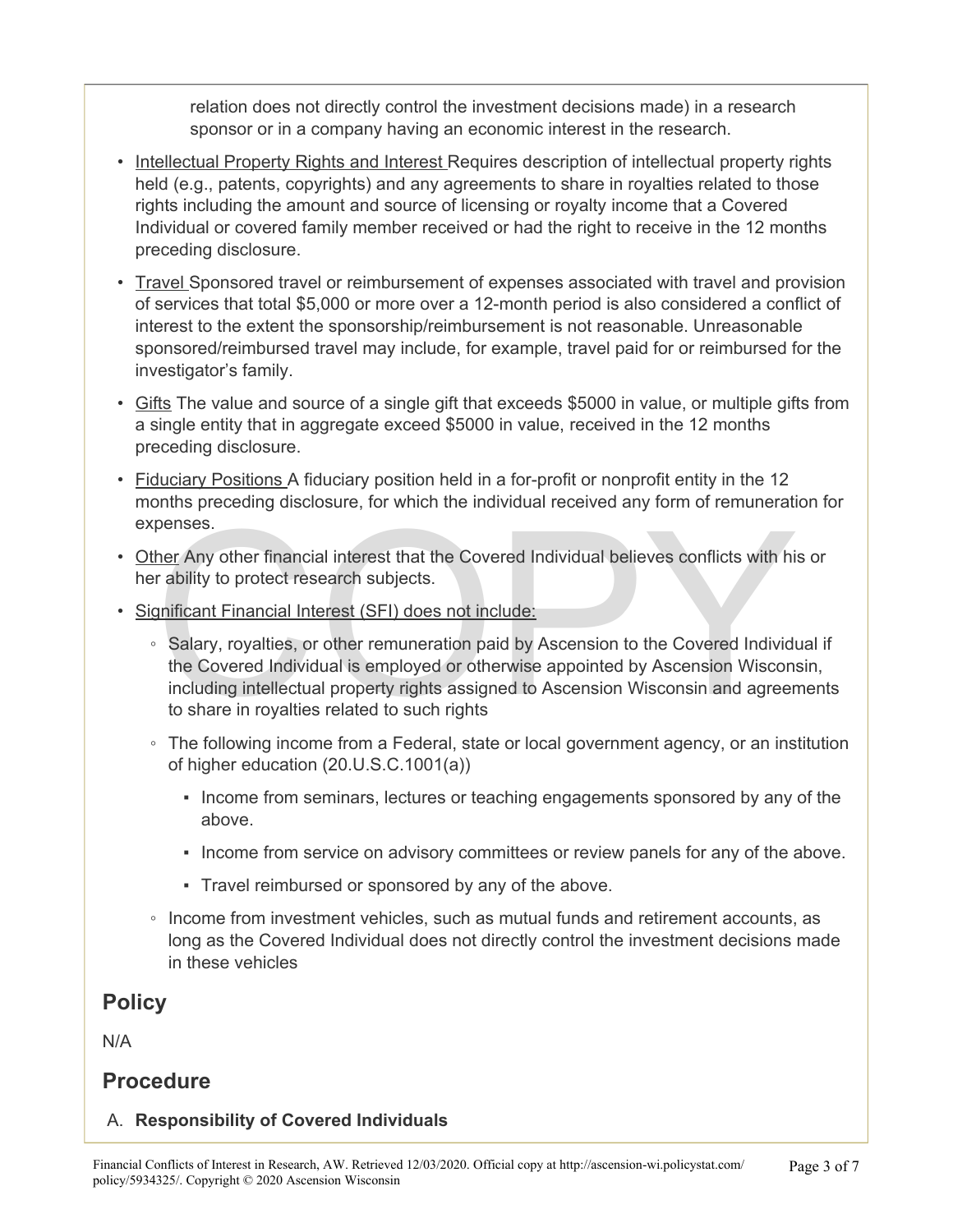relation does not directly control the investment decisions made) in a research sponsor or in a company having an economic interest in the research.

- Intellectual Property Rights and Interest Requires description of intellectual property rights held (e.g., patents, copyrights) and any agreements to share in royalties related to those rights including the amount and source of licensing or royalty income that a Covered Individual or covered family member received or had the right to receive in the 12 months preceding disclosure.
- Travel Sponsored travel or reimbursement of expenses associated with travel and provision of services that total $5,000 or more over a 12-month period is also considered a conflict of interest to the extent the sponsorship/reimbursement is not reasonable. Unreasonable sponsored/reimbursed travel may include, for example, travel paid for or reimbursed for the investigator's family.
- Gifts The value and source of a single gift that exceeds $5000 in value, or multiple gifts from a single entity that in aggregate exceed $5000 in value, received in the 12 months preceding disclosure.
- Fiduciary Positions A fiduciary position held in a for-profit or nonprofit entity in the 12 months preceding disclosure, for which the individual received any form of remuneration for expenses.
- Other Any other financial interest that the Covered Individual believes conflicts with his or her ability to protect research subjects.
- Significant Financial Interest (SFI) does not include:
  - Salary, royalties, or other remuneration paid by Ascension to the Covered Individual if the Covered Individual is employed or otherwise appointed by Ascension Wisconsin, including intellectual property rights assigned to Ascension Wisconsin and agreements to share in royalties related to such rights
  - The following income from a Federal, state or local government agency, or an institution of higher education (20.U.S.C.1001(a))
    - Income from seminars, lectures or teaching engagements sponsored by any of the above.
    - Income from service on advisory committees or review panels for any of the above.
    - Travel reimbursed or sponsored by any of the above.
  - Income from investment vehicles, such as mutual funds and retirement accounts, as long as the Covered Individual does not directly control the investment decisions made in these vehicles

## Policy

N/A

## Procedure

A. **Responsibility of Covered Individuals**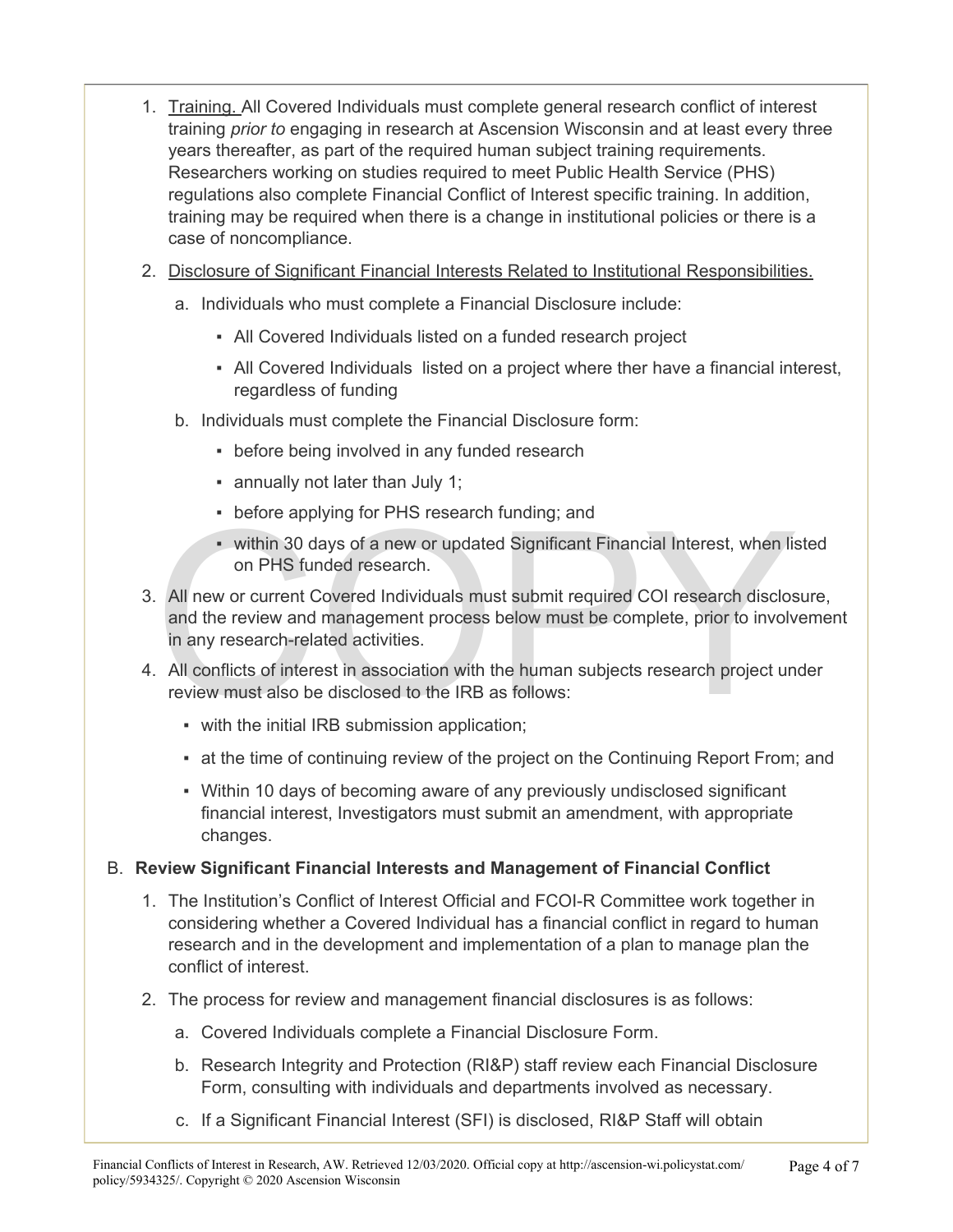1. Training. All Covered Individuals must complete general research conflict of interest training *prior to* engaging in research at Ascension Wisconsin and at least every three years thereafter, as part of the required human subject training requirements. Researchers working on studies required to meet Public Health Service (PHS) regulations also complete Financial Conflict of Interest specific training. In addition, training may be required when there is a change in institutional policies or there is a case of noncompliance.

2. Disclosure of Significant Financial Interests Related to Institutional Responsibilities.

   a. Individuals who must complete a Financial Disclosure include:

      - All Covered Individuals listed on a funded research project
      - All Covered Individuals listed on a project where ther have a financial interest, regardless of funding

   b. Individuals must complete the Financial Disclosure form:

      - before being involved in any funded research
      - annually not later than July 1;
      - before applying for PHS research funding; and
      - within 30 days of a new or updated Significant Financial Interest, when listed on PHS funded research.

3. All new or current Covered Individuals must submit required COI research disclosure, and the review and management process below must be complete, prior to involvement in any research-related activities.

4. All conflicts of interest in association with the human subjects research project under review must also be disclosed to the IRB as follows:

   - with the initial IRB submission application;
   - at the time of continuing review of the project on the Continuing Report From; and
   - Within 10 days of becoming aware of any previously undisclosed significant financial interest, Investigators must submit an amendment, with appropriate changes.

B. **Review Significant Financial Interests and Management of Financial Conflict**

1. The Institution's Conflict of Interest Official and FCOI-R Committee work together in considering whether a Covered Individual has a financial conflict in regard to human research and in the development and implementation of a plan to manage plan the conflict of interest.

2. The process for review and management financial disclosures is as follows:

   a. Covered Individuals complete a Financial Disclosure Form.

   b. Research Integrity and Protection (RI&P) staff review each Financial Disclosure Form, consulting with individuals and departments involved as necessary.

   c. If a Significant Financial Interest (SFI) is disclosed, RI&P Staff will obtain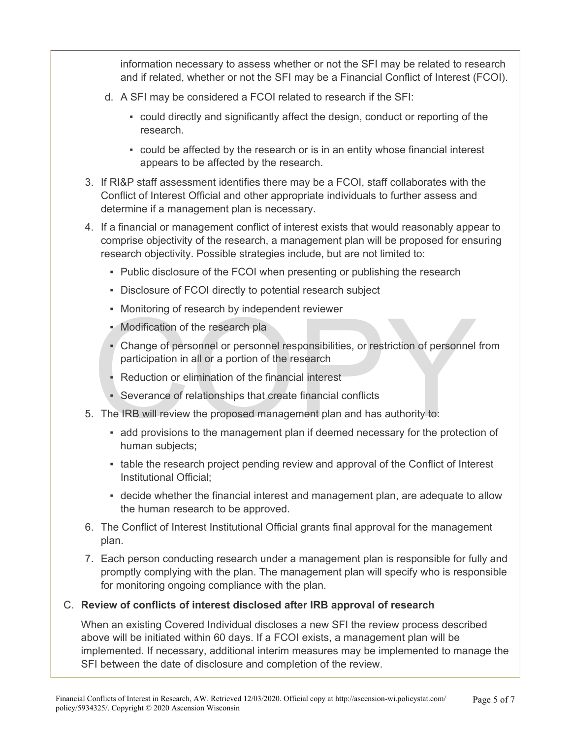information necessary to assess whether or not the SFI may be related to research and if related, whether or not the SFI may be a Financial Conflict of Interest (FCOI).

d. A SFI may be considered a FCOI related to research if the SFI:

   - could directly and significantly affect the design, conduct or reporting of the research.
   - could be affected by the research or is in an entity whose financial interest appears to be affected by the research.

3. If RI&P staff assessment identifies there may be a FCOI, staff collaborates with the Conflict of Interest Official and other appropriate individuals to further assess and determine if a management plan is necessary.

4. If a financial or management conflict of interest exists that would reasonably appear to comprise objectivity of the research, a management plan will be proposed for ensuring research objectivity. Possible strategies include, but are not limited to:

   - Public disclosure of the FCOI when presenting or publishing the research
   - Disclosure of FCOI directly to potential research subject
   - Monitoring of research by independent reviewer
   - Modification of the research pla
   - Change of personnel or personnel responsibilities, or restriction of personnel from participation in all or a portion of the research
   - Reduction or elimination of the financial interest
   - Severance of relationships that create financial conflicts

5. The IRB will review the proposed management plan and has authority to:

   - add provisions to the management plan if deemed necessary for the protection of human subjects;
   - table the research project pending review and approval of the Conflict of Interest Institutional Official;
   - decide whether the financial interest and management plan, are adequate to allow the human research to be approved.

6. The Conflict of Interest Institutional Official grants final approval for the management plan.

7. Each person conducting research under a management plan is responsible for fully and promptly complying with the plan. The management plan will specify who is responsible for monitoring ongoing compliance with the plan.

C. **Review of conflicts of interest disclosed after IRB approval of research**

When an existing Covered Individual discloses a new SFI the review process described above will be initiated within 60 days. If a FCOI exists, a management plan will be implemented. If necessary, additional interim measures may be implemented to manage the SFI between the date of disclosure and completion of the review.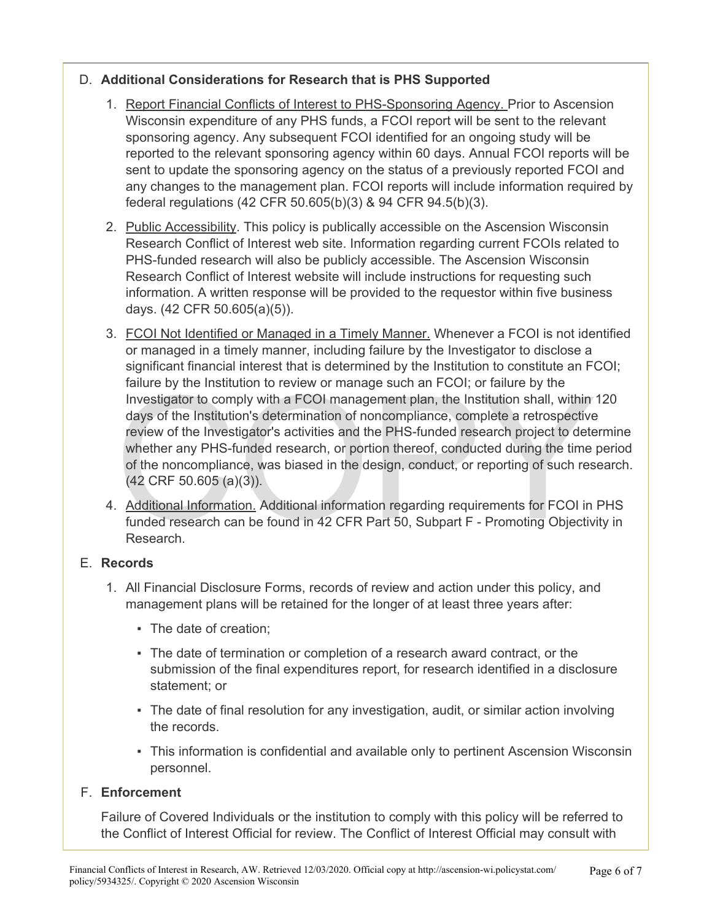D. **Additional Considerations for Research that is PHS Supported**

1. Report Financial Conflicts of Interest to PHS-Sponsoring Agency. Prior to Ascension Wisconsin expenditure of any PHS funds, a FCOI report will be sent to the relevant sponsoring agency. Any subsequent FCOI identified for an ongoing study will be reported to the relevant sponsoring agency within 60 days. Annual FCOI reports will be sent to update the sponsoring agency on the status of a previously reported FCOI and any changes to the management plan. FCOI reports will include information required by federal regulations (42 CFR 50.605(b)(3) & 94 CFR 94.5(b)(3).

2. Public Accessibility. This policy is publically accessible on the Ascension Wisconsin Research Conflict of Interest web site. Information regarding current FCOIs related to PHS-funded research will also be publicly accessible. The Ascension Wisconsin Research Conflict of Interest website will include instructions for requesting such information. A written response will be provided to the requestor within five business days. (42 CFR 50.605(a)(5)).

3. FCOI Not Identified or Managed in a Timely Manner. Whenever a FCOI is not identified or managed in a timely manner, including failure by the Investigator to disclose a significant financial interest that is determined by the Institution to constitute an FCOI; failure by the Institution to review or manage such an FCOI; or failure by the Investigator to comply with a FCOI management plan, the Institution shall, within 120 days of the Institution's determination of noncompliance, complete a retrospective review of the Investigator's activities and the PHS-funded research project to determine whether any PHS-funded research, or portion thereof, conducted during the time period of the noncompliance, was biased in the design, conduct, or reporting of such research. (42 CRF 50.605 (a)(3)).

4. Additional Information. Additional information regarding requirements for FCOI in PHS funded research can be found in 42 CFR Part 50, Subpart F - Promoting Objectivity in Research.

E. **Records**

1. All Financial Disclosure Forms, records of review and action under this policy, and management plans will be retained for the longer of at least three years after:
   - The date of creation;
   - The date of termination or completion of a research award contract, or the submission of the final expenditures report, for research identified in a disclosure statement; or
   - The date of final resolution for any investigation, audit, or similar action involving the records.
   - This information is confidential and available only to pertinent Ascension Wisconsin personnel.

F. **Enforcement**

Failure of Covered Individuals or the institution to comply with this policy will be referred to the Conflict of Interest Official for review. The Conflict of Interest Official may consult with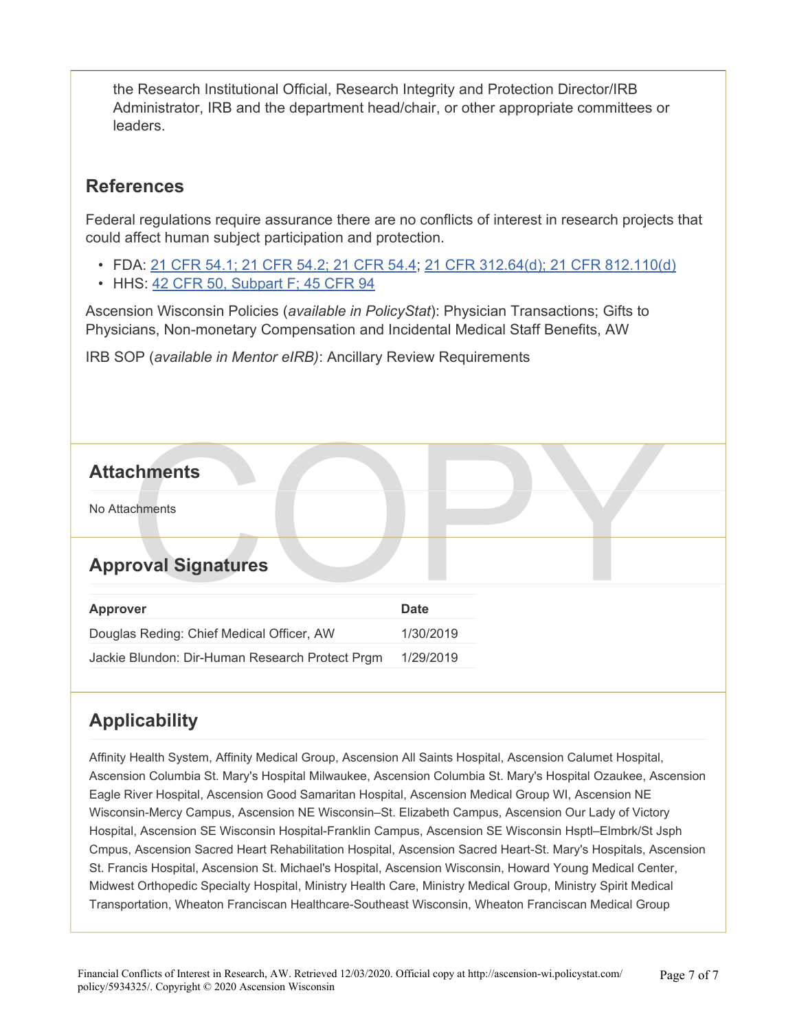the Research Institutional Official, Research Integrity and Protection Director/IRB Administrator, IRB and the department head/chair, or other appropriate committees or leaders.

## References

Federal regulations require assurance there are no conflicts of interest in research projects that could affect human subject participation and protection.

- FDA: 21 CFR 54.1; 21 CFR 54.2; 21 CFR 54.4; 21 CFR 312.64(d); 21 CFR 812.110(d)
- HHS: 42 CFR 50, Subpart F; 45 CFR 94

Ascension Wisconsin Policies (*available in PolicyStat*): Physician Transactions; Gifts to Physicians, Non-monetary Compensation and Incidental Medical Staff Benefits, AW

IRB SOP (*available in Mentor eIRB)*: Ancillary Review Requirements

## Attachments

No Attachments

## Approval Signatures

| Approver | Date |
| --- | --- |
| Douglas Reding: Chief Medical Officer, AW | 1/30/2019 |
| Jackie Blundon: Dir-Human Research Protect Prgm | 1/29/2019 |

## Applicability

Affinity Health System, Affinity Medical Group, Ascension All Saints Hospital, Ascension Calumet Hospital, Ascension Columbia St. Mary's Hospital Milwaukee, Ascension Columbia St. Mary's Hospital Ozaukee, Ascension Eagle River Hospital, Ascension Good Samaritan Hospital, Ascension Medical Group WI, Ascension NE Wisconsin-Mercy Campus, Ascension NE Wisconsin–St. Elizabeth Campus, Ascension Our Lady of Victory Hospital, Ascension SE Wisconsin Hospital-Franklin Campus, Ascension SE Wisconsin Hsptl–Elmbrk/St Jsph Cmpus, Ascension Sacred Heart Rehabilitation Hospital, Ascension Sacred Heart-St. Mary's Hospitals, Ascension St. Francis Hospital, Ascension St. Michael's Hospital, Ascension Wisconsin, Howard Young Medical Center, Midwest Orthopedic Specialty Hospital, Ministry Health Care, Ministry Medical Group, Ministry Spirit Medical Transportation, Wheaton Franciscan Healthcare-Southeast Wisconsin, Wheaton Franciscan Medical Group